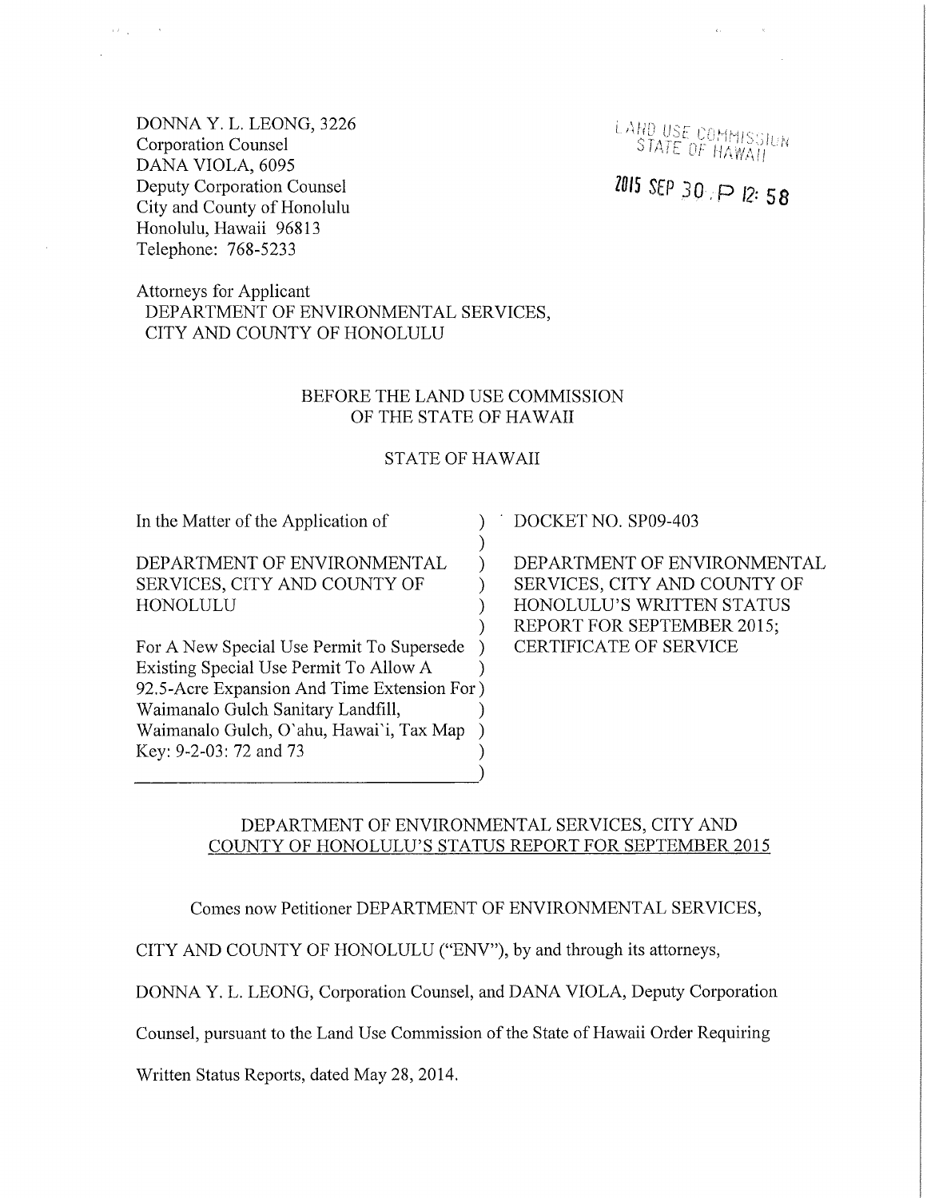DONNA Y. L. LEONG, 3226
Corporation Counsel
DANA VIOLA, 6095
Deputy Corporation Counsel
City and County of Honolulu
Honolulu, Hawaii 96813
Telephone: 768-5233

LAND USE COMMISSION
STATE OF HAWAII

2015 SEP 30 P 12: 58

Attorneys for Applicant
DEPARTMENT OF ENVIRONMENTAL SERVICES,
CITY AND COUNTY OF HONOLULU

BEFORE THE LAND USE COMMISSION
OF THE STATE OF HAWAII

STATE OF HAWAII

| | |
|---|---|
| In the Matter of the Application of<br><br>DEPARTMENT OF ENVIRONMENTAL SERVICES, CITY AND COUNTY OF HONOLULU<br><br>For A New Special Use Permit To Supersede Existing Special Use Permit To Allow A 92.5-Acre Expansion And Time Extension For Waimanalo Gulch Sanitary Landfill, Waimanalo Gulch, O`ahu, Hawai`i, Tax Map Key: 9-2-03: 72 and 73 | DOCKET NO. SP09-403<br><br>DEPARTMENT OF ENVIRONMENTAL SERVICES, CITY AND COUNTY OF HONOLULU'S WRITTEN STATUS REPORT FOR SEPTEMBER 2015; CERTIFICATE OF SERVICE |

## DEPARTMENT OF ENVIRONMENTAL SERVICES, CITY AND COUNTY OF HONOLULU'S STATUS REPORT FOR SEPTEMBER 2015

Comes now Petitioner DEPARTMENT OF ENVIRONMENTAL SERVICES, CITY AND COUNTY OF HONOLULU ("ENV"), by and through its attorneys, DONNA Y. L. LEONG, Corporation Counsel, and DANA VIOLA, Deputy Corporation Counsel, pursuant to the Land Use Commission of the State of Hawaii Order Requiring Written Status Reports, dated May 28, 2014.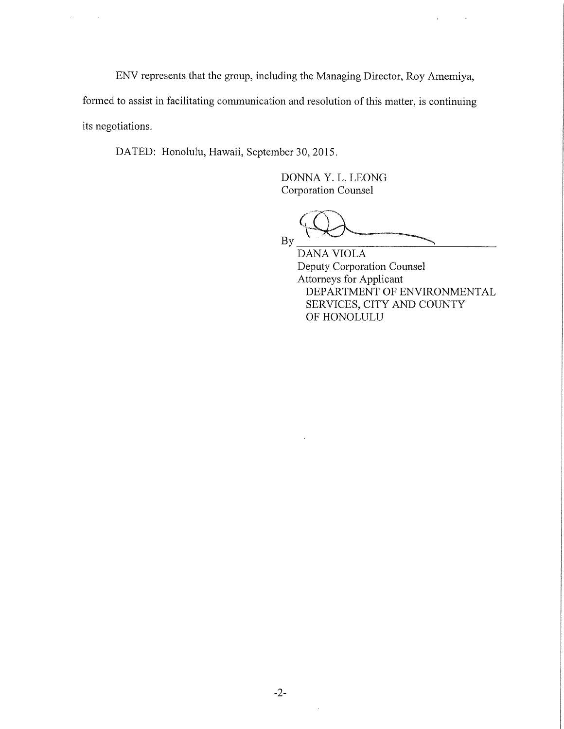ENV represents that the group, including the Managing Director, Roy Amemiya, formed to assist in facilitating communication and resolution of this matter, is continuing its negotiations.

DATED: Honolulu, Hawaii, September 30, 2015.

DONNA Y. L. LEONG
Corporation Counsel

By ______________________________
DANA VIOLA
Deputy Corporation Counsel
Attorneys for Applicant
DEPARTMENT OF ENVIRONMENTAL SERVICES, CITY AND COUNTY OF HONOLULU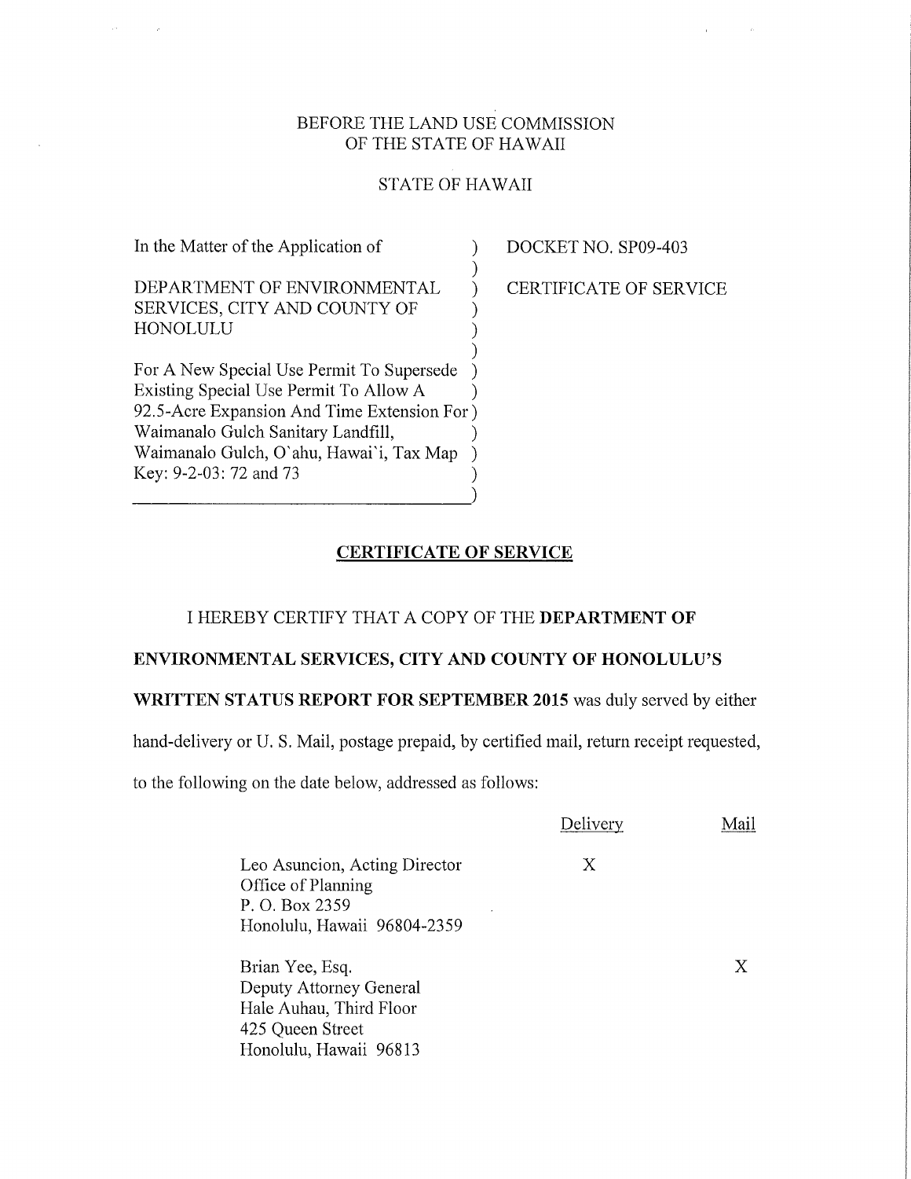BEFORE THE LAND USE COMMISSION
OF THE STATE OF HAWAII

STATE OF HAWAII

| In the Matter of the Application of<br><br>DEPARTMENT OF ENVIRONMENTAL SERVICES, CITY AND COUNTY OF HONOLULU<br><br>For A New Special Use Permit To Supersede Existing Special Use Permit To Allow A 92.5-Acre Expansion And Time Extension For Waimanalo Gulch Sanitary Landfill, Waimanalo Gulch, O`ahu, Hawai`i, Tax Map Key: 9-2-03: 72 and 73 | DOCKET NO. SP09-403<br><br>CERTIFICATE OF SERVICE |
|---|---|

## CERTIFICATE OF SERVICE

I HEREBY CERTIFY THAT A COPY OF THE **DEPARTMENT OF ENVIRONMENTAL SERVICES, CITY AND COUNTY OF HONOLULU'S WRITTEN STATUS REPORT FOR SEPTEMBER 2015** was duly served by either hand-delivery or U. S. Mail, postage prepaid, by certified mail, return receipt requested, to the following on the date below, addressed as follows:

| | Delivery | Mail |
|---|---|---|
| Leo Asuncion, Acting Director<br>Office of Planning<br>P. O. Box 2359<br>Honolulu, Hawaii 96804-2359 | X | |
| Brian Yee, Esq.<br>Deputy Attorney General<br>Hale Auhau, Third Floor<br>425 Queen Street<br>Honolulu, Hawaii 96813 | | X |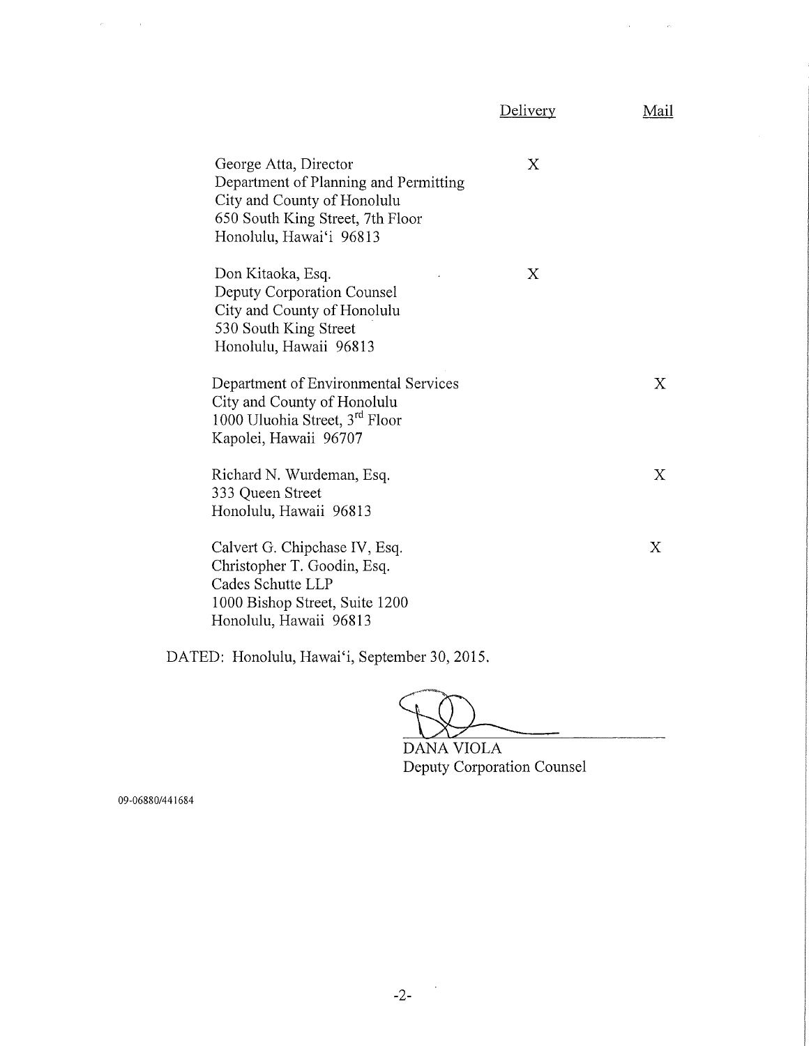| | Delivery | Mail |
|---|---|---|
| George Atta, Director<br>Department of Planning and Permitting<br>City and County of Honolulu<br>650 South King Street, 7th Floor<br>Honolulu, Hawai'i 96813 | X | |
| Don Kitaoka, Esq.<br>Deputy Corporation Counsel<br>City and County of Honolulu<br>530 South King Street<br>Honolulu, Hawaii 96813 | X | |
| Department of Environmental Services<br>City and County of Honolulu<br>1000 Uluohia Street, 3rd Floor<br>Kapolei, Hawaii 96707 | | X |
| Richard N. Wurdeman, Esq.<br>333 Queen Street<br>Honolulu, Hawaii 96813 | | X |
| Calvert G. Chipchase IV, Esq.<br>Christopher T. Goodin, Esq.<br>Cades Schutte LLP<br>1000 Bishop Street, Suite 1200<br>Honolulu, Hawaii 96813 | | X |

DATED: Honolulu, Hawai'i, September 30, 2015.

DANA VIOLA
Deputy Corporation Counsel

09-06880/441684